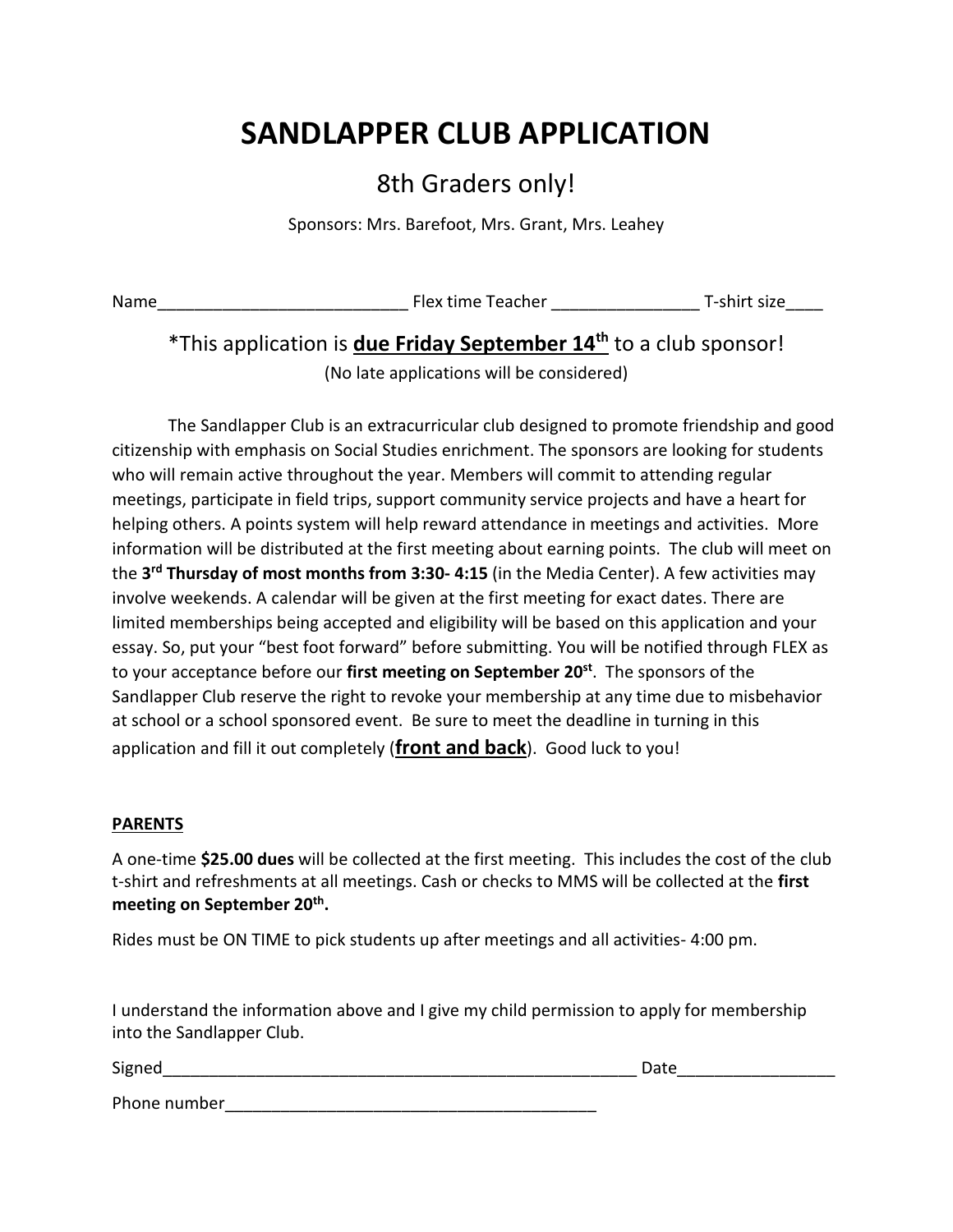# SANDLAPPER CLUB APPLICATION

## 8th Graders only!

Sponsors: Mrs. Barefoot, Mrs. Grant, Mrs. Leahey

Name___________________________ Flex time Teacher ________________ T-shirt size____

### *This application is **due Friday September 14th** to a club sponsor!

(No late applications will be considered)

The Sandlapper Club is an extracurricular club designed to promote friendship and good citizenship with emphasis on Social Studies enrichment. The sponsors are looking for students who will remain active throughout the year. Members will commit to attending regular meetings, participate in field trips, support community service projects and have a heart for helping others. A points system will help reward attendance in meetings and activities. More information will be distributed at the first meeting about earning points. The club will meet on the **3rd Thursday of most months from 3:30- 4:15** (in the Media Center). A few activities may involve weekends. A calendar will be given at the first meeting for exact dates. There are limited memberships being accepted and eligibility will be based on this application and your essay. So, put your "best foot forward" before submitting. You will be notified through FLEX as to your acceptance before our **first meeting on September 20st**. The sponsors of the Sandlapper Club reserve the right to revoke your membership at any time due to misbehavior at school or a school sponsored event. Be sure to meet the deadline in turning in this application and fill it out completely (**front and back**). Good luck to you!

**PARENTS**

A one-time **$25.00 dues** will be collected at the first meeting. This includes the cost of the club t-shirt and refreshments at all meetings. Cash or checks to MMS will be collected at the **first meeting on September 20th.**

Rides must be ON TIME to pick students up after meetings and all activities- 4:00 pm.

I understand the information above and I give my child permission to apply for membership into the Sandlapper Club.

Signed_____________________________________________________ Date_________________

Phone number________________________________________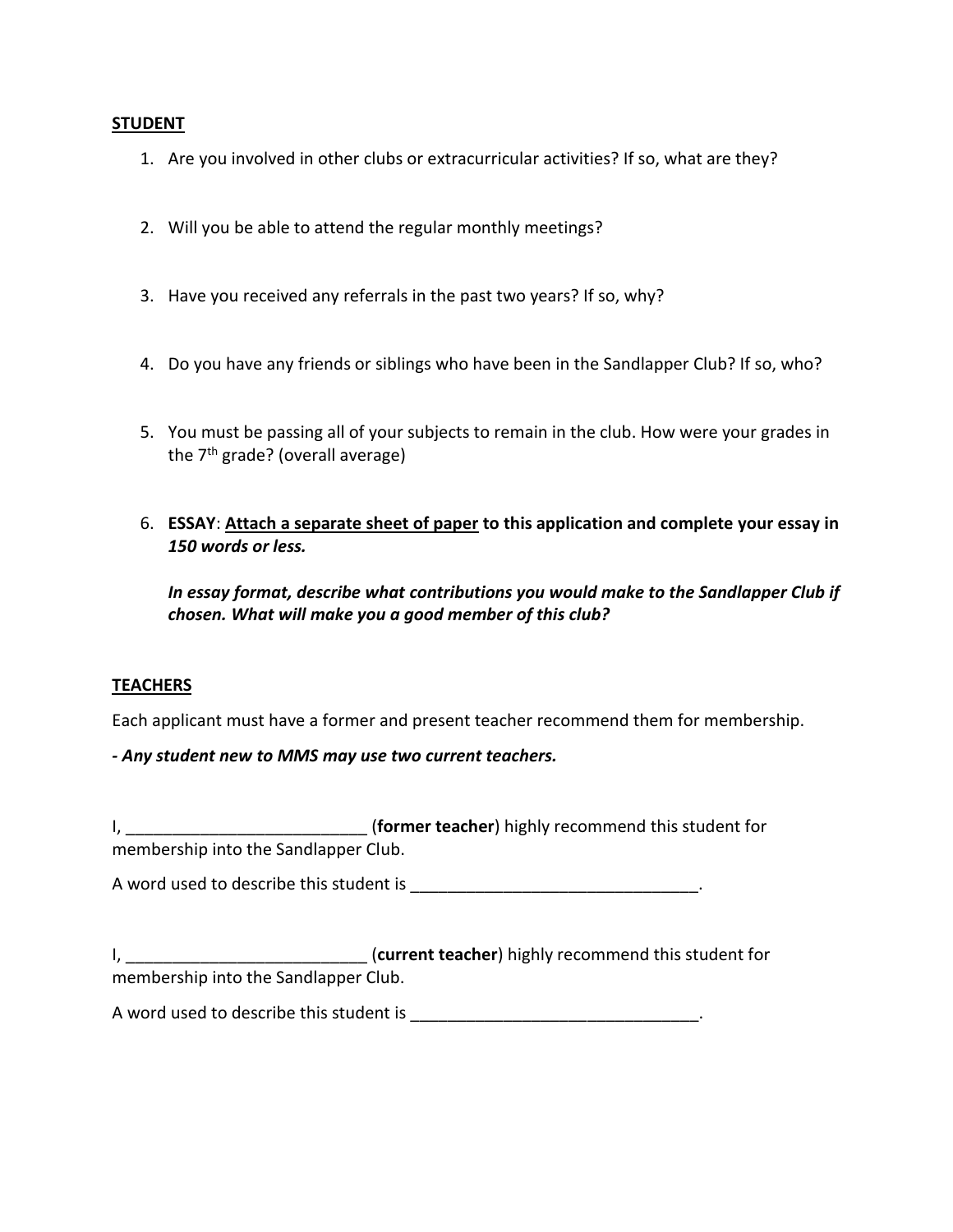**STUDENT**

1. Are you involved in other clubs or extracurricular activities? If so, what are they?
2. Will you be able to attend the regular monthly meetings?
3. Have you received any referrals in the past two years? If so, why?
4. Do you have any friends or siblings who have been in the Sandlapper Club? If so, who?
5. You must be passing all of your subjects to remain in the club. How were your grades in the 7th grade? (overall average)
6. **ESSAY**: **Attach a separate sheet of paper to this application and complete your essay in *150 words or less.***

   ***In essay format, describe what contributions you would make to the Sandlapper Club if chosen. What will make you a good member of this club?***

**TEACHERS**

Each applicant must have a former and present teacher recommend them for membership.

***- Any student new to MMS may use two current teachers.***

I, __________________________ (**former teacher**) highly recommend this student for membership into the Sandlapper Club.

A word used to describe this student is _______________________________.

I, __________________________ (**current teacher**) highly recommend this student for membership into the Sandlapper Club.

A word used to describe this student is _______________________________.